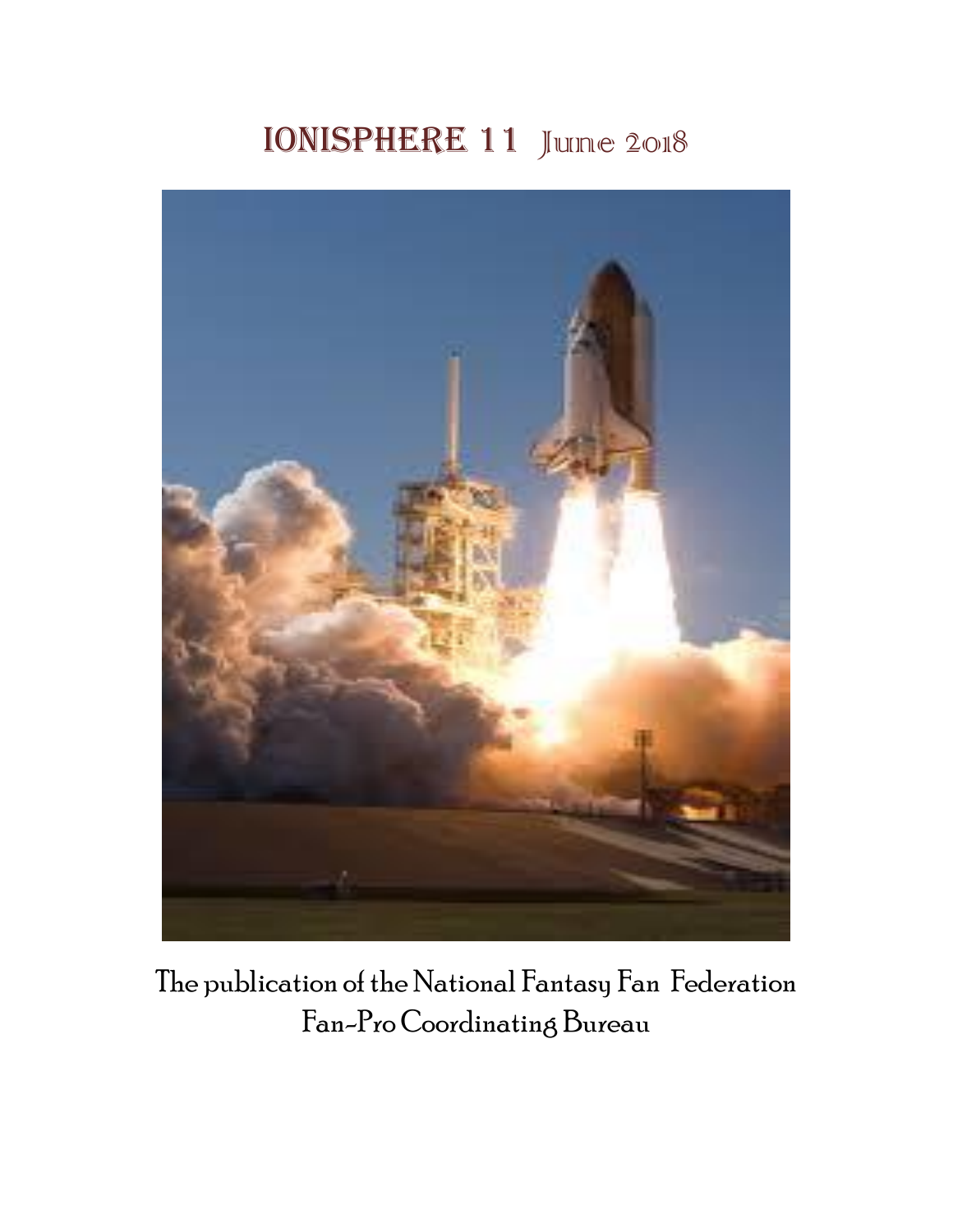# IONISPHERE 11 June 2018

The publication of the National Fantasy Fan Federation
Fan-Pro Coordinating Bureau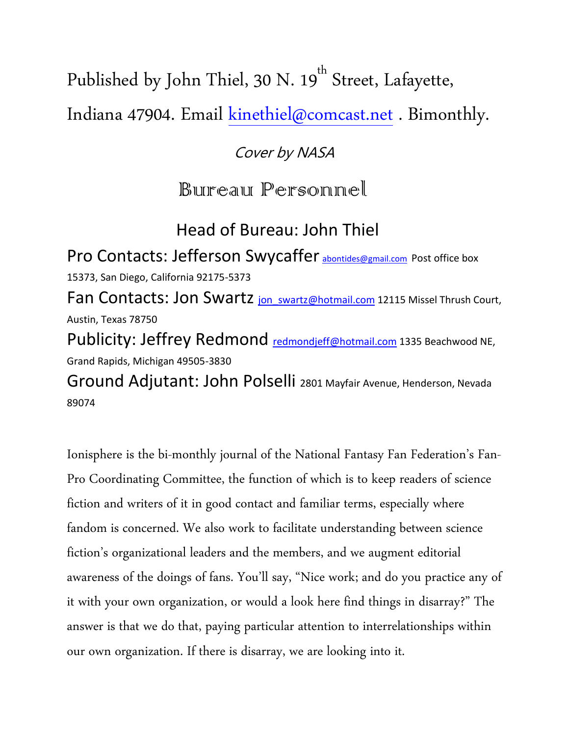Published by John Thiel, 30 N. 19th Street, Lafayette, Indiana 47904. Email kinethiel@comcast.net . Bimonthly.

*Cover by NASA*

## Bureau Personnel

### Head of Bureau: John Thiel

**Pro Contacts: Jefferson Swycaffer** abontides@gmail.com Post office box 15373, San Diego, California 92175-5373

**Fan Contacts: Jon Swartz** jon_swartz@hotmail.com 12115 Missel Thrush Court, Austin, Texas 78750

**Publicity: Jeffrey Redmond** redmondjeff@hotmail.com 1335 Beachwood NE, Grand Rapids, Michigan 49505-3830

**Ground Adjutant: John Polselli** 2801 Mayfair Avenue, Henderson, Nevada 89074

Ionisphere is the bi-monthly journal of the National Fantasy Fan Federation's Fan-Pro Coordinating Committee, the function of which is to keep readers of science fiction and writers of it in good contact and familiar terms, especially where fandom is concerned. We also work to facilitate understanding between science fiction's organizational leaders and the members, and we augment editorial awareness of the doings of fans. You'll say, "Nice work; and do you practice any of it with your own organization, or would a look here find things in disarray?" The answer is that we do that, paying particular attention to interrelationships within our own organization. If there is disarray, we are looking into it.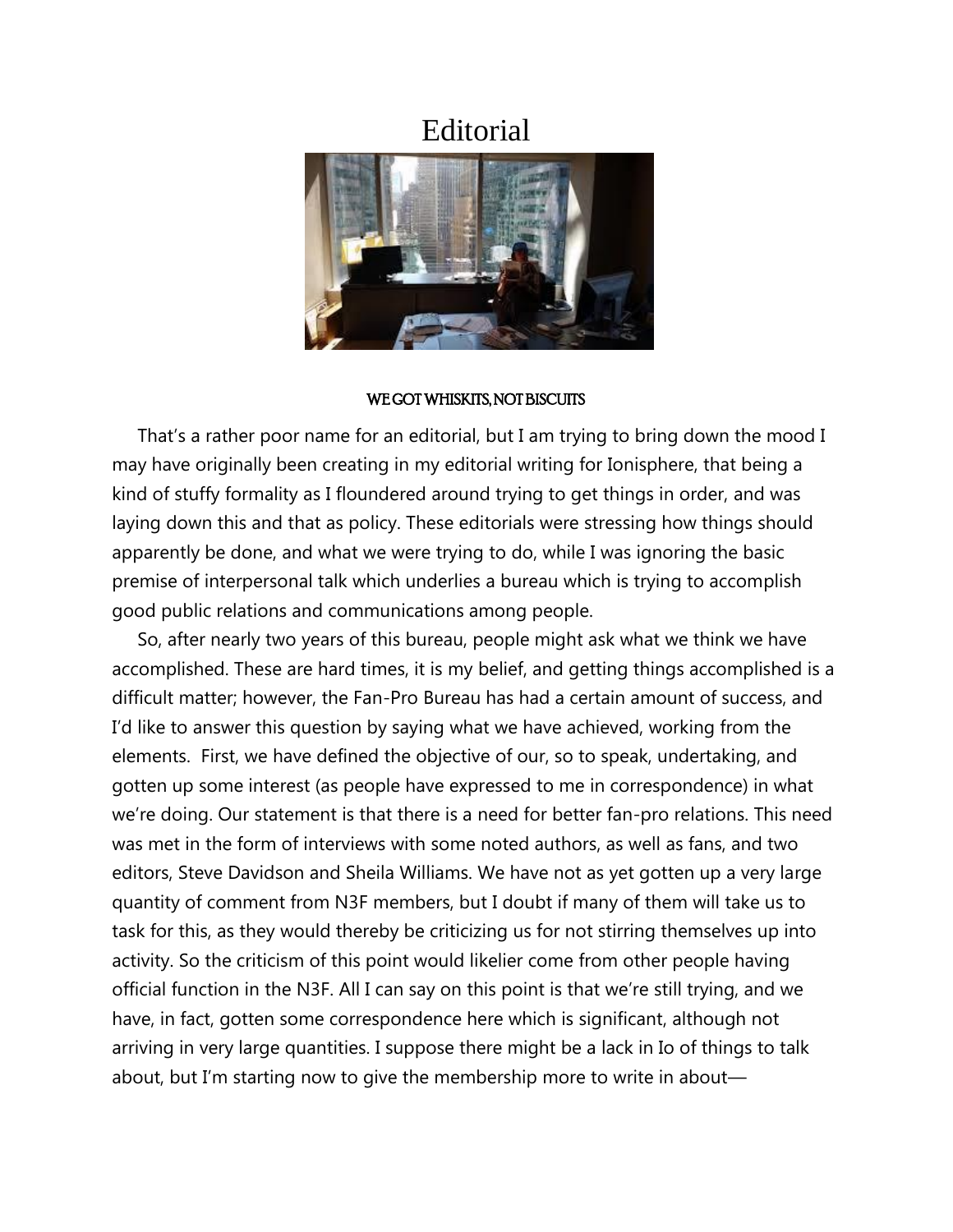# Editorial

### WE GOT WHISKITS, NOT BISCUITS

That's a rather poor name for an editorial, but I am trying to bring down the mood I may have originally been creating in my editorial writing for Ionisphere, that being a kind of stuffy formality as I floundered around trying to get things in order, and was laying down this and that as policy. These editorials were stressing how things should apparently be done, and what we were trying to do, while I was ignoring the basic premise of interpersonal talk which underlies a bureau which is trying to accomplish good public relations and communications among people.

So, after nearly two years of this bureau, people might ask what we think we have accomplished. These are hard times, it is my belief, and getting things accomplished is a difficult matter; however, the Fan-Pro Bureau has had a certain amount of success, and I'd like to answer this question by saying what we have achieved, working from the elements. First, we have defined the objective of our, so to speak, undertaking, and gotten up some interest (as people have expressed to me in correspondence) in what we're doing. Our statement is that there is a need for better fan-pro relations. This need was met in the form of interviews with some noted authors, as well as fans, and two editors, Steve Davidson and Sheila Williams. We have not as yet gotten up a very large quantity of comment from N3F members, but I doubt if many of them will take us to task for this, as they would thereby be criticizing us for not stirring themselves up into activity. So the criticism of this point would likelier come from other people having official function in the N3F. All I can say on this point is that we're still trying, and we have, in fact, gotten some correspondence here which is significant, although not arriving in very large quantities. I suppose there might be a lack in Io of things to talk about, but I'm starting now to give the membership more to write in about—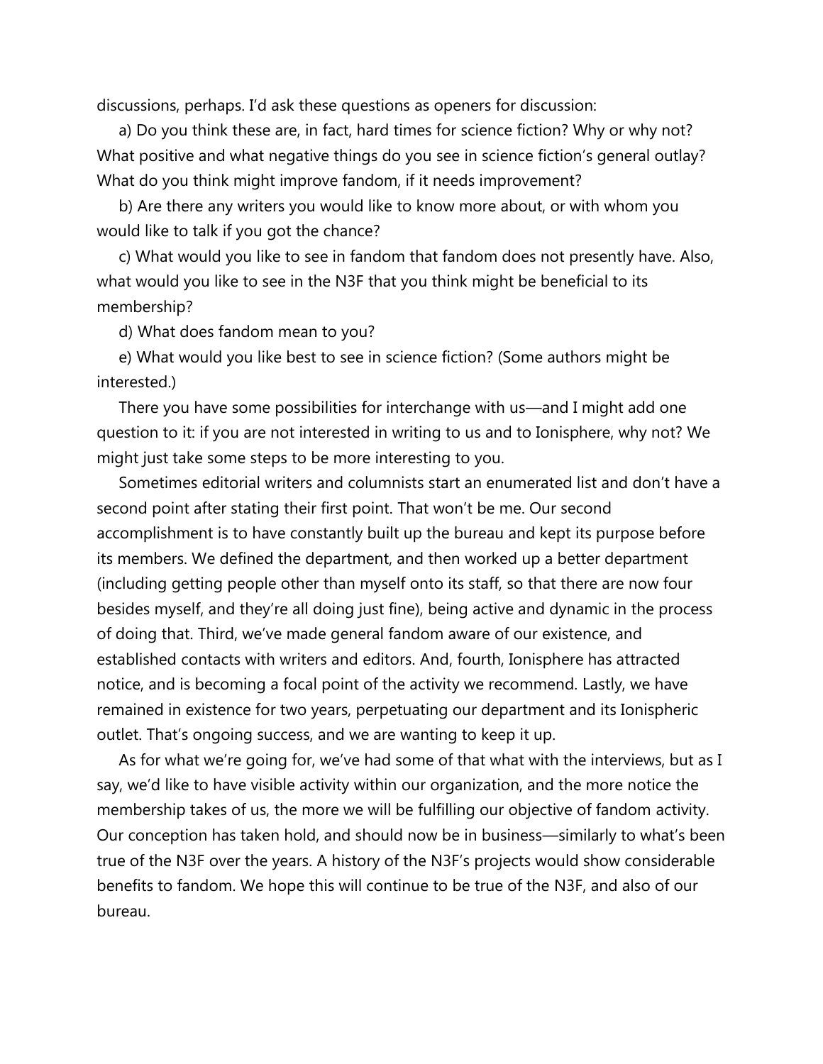discussions, perhaps. I'd ask these questions as openers for discussion:

a) Do you think these are, in fact, hard times for science fiction? Why or why not? What positive and what negative things do you see in science fiction's general outlay? What do you think might improve fandom, if it needs improvement?

b) Are there any writers you would like to know more about, or with whom you would like to talk if you got the chance?

c) What would you like to see in fandom that fandom does not presently have. Also, what would you like to see in the N3F that you think might be beneficial to its membership?

d) What does fandom mean to you?

e) What would you like best to see in science fiction? (Some authors might be interested.)

There you have some possibilities for interchange with us—and I might add one question to it: if you are not interested in writing to us and to Ionisphere, why not? We might just take some steps to be more interesting to you.

Sometimes editorial writers and columnists start an enumerated list and don't have a second point after stating their first point. That won't be me. Our second accomplishment is to have constantly built up the bureau and kept its purpose before its members. We defined the department, and then worked up a better department (including getting people other than myself onto its staff, so that there are now four besides myself, and they're all doing just fine), being active and dynamic in the process of doing that. Third, we've made general fandom aware of our existence, and established contacts with writers and editors. And, fourth, Ionisphere has attracted notice, and is becoming a focal point of the activity we recommend. Lastly, we have remained in existence for two years, perpetuating our department and its Ionispheric outlet. That's ongoing success, and we are wanting to keep it up.

As for what we're going for, we've had some of that what with the interviews, but as I say, we'd like to have visible activity within our organization, and the more notice the membership takes of us, the more we will be fulfilling our objective of fandom activity. Our conception has taken hold, and should now be in business—similarly to what's been true of the N3F over the years. A history of the N3F's projects would show considerable benefits to fandom. We hope this will continue to be true of the N3F, and also of our bureau.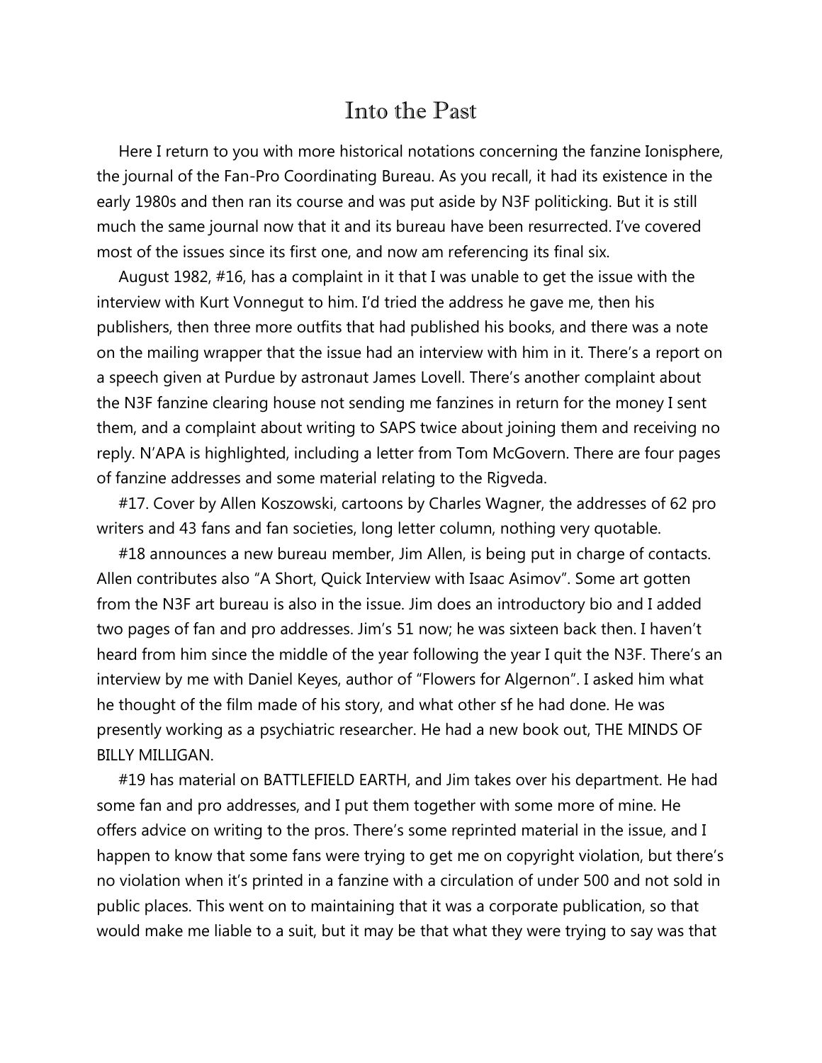# Into the Past

Here I return to you with more historical notations concerning the fanzine Ionisphere, the journal of the Fan-Pro Coordinating Bureau. As you recall, it had its existence in the early 1980s and then ran its course and was put aside by N3F politicking. But it is still much the same journal now that it and its bureau have been resurrected. I've covered most of the issues since its first one, and now am referencing its final six.

August 1982, #16, has a complaint in it that I was unable to get the issue with the interview with Kurt Vonnegut to him. I'd tried the address he gave me, then his publishers, then three more outfits that had published his books, and there was a note on the mailing wrapper that the issue had an interview with him in it. There's a report on a speech given at Purdue by astronaut James Lovell. There's another complaint about the N3F fanzine clearing house not sending me fanzines in return for the money I sent them, and a complaint about writing to SAPS twice about joining them and receiving no reply. N'APA is highlighted, including a letter from Tom McGovern. There are four pages of fanzine addresses and some material relating to the Rigveda.

#17. Cover by Allen Koszowski, cartoons by Charles Wagner, the addresses of 62 pro writers and 43 fans and fan societies, long letter column, nothing very quotable.

#18 announces a new bureau member, Jim Allen, is being put in charge of contacts. Allen contributes also "A Short, Quick Interview with Isaac Asimov". Some art gotten from the N3F art bureau is also in the issue. Jim does an introductory bio and I added two pages of fan and pro addresses. Jim's 51 now; he was sixteen back then. I haven't heard from him since the middle of the year following the year I quit the N3F. There's an interview by me with Daniel Keyes, author of "Flowers for Algernon". I asked him what he thought of the film made of his story, and what other sf he had done. He was presently working as a psychiatric researcher. He had a new book out, THE MINDS OF BILLY MILLIGAN.

#19 has material on BATTLEFIELD EARTH, and Jim takes over his department. He had some fan and pro addresses, and I put them together with some more of mine. He offers advice on writing to the pros. There's some reprinted material in the issue, and I happen to know that some fans were trying to get me on copyright violation, but there's no violation when it's printed in a fanzine with a circulation of under 500 and not sold in public places. This went on to maintaining that it was a corporate publication, so that would make me liable to a suit, but it may be that what they were trying to say was that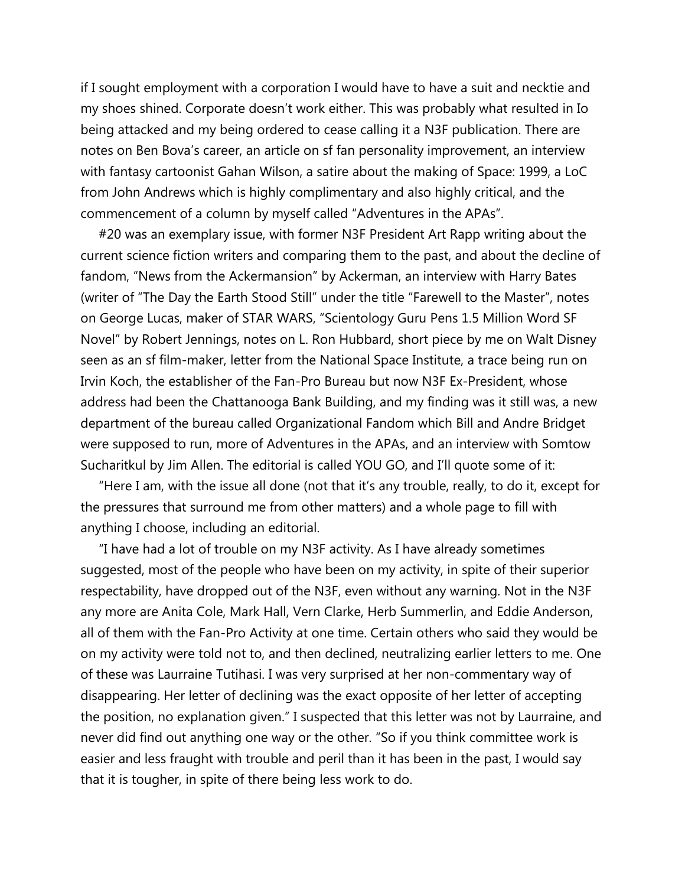if I sought employment with a corporation I would have to have a suit and necktie and my shoes shined. Corporate doesn't work either. This was probably what resulted in Io being attacked and my being ordered to cease calling it a N3F publication. There are notes on Ben Bova's career, an article on sf fan personality improvement, an interview with fantasy cartoonist Gahan Wilson, a satire about the making of Space: 1999, a LoC from John Andrews which is highly complimentary and also highly critical, and the commencement of a column by myself called "Adventures in the APAs".

#20 was an exemplary issue, with former N3F President Art Rapp writing about the current science fiction writers and comparing them to the past, and about the decline of fandom, "News from the Ackermansion" by Ackerman, an interview with Harry Bates (writer of "The Day the Earth Stood Still" under the title "Farewell to the Master", notes on George Lucas, maker of STAR WARS, "Scientology Guru Pens 1.5 Million Word SF Novel" by Robert Jennings, notes on L. Ron Hubbard, short piece by me on Walt Disney seen as an sf film-maker, letter from the National Space Institute, a trace being run on Irvin Koch, the establisher of the Fan-Pro Bureau but now N3F Ex-President, whose address had been the Chattanooga Bank Building, and my finding was it still was, a new department of the bureau called Organizational Fandom which Bill and Andre Bridget were supposed to run, more of Adventures in the APAs, and an interview with Somtow Sucharitkul by Jim Allen. The editorial is called YOU GO, and I'll quote some of it:

"Here I am, with the issue all done (not that it's any trouble, really, to do it, except for the pressures that surround me from other matters) and a whole page to fill with anything I choose, including an editorial.

"I have had a lot of trouble on my N3F activity. As I have already sometimes suggested, most of the people who have been on my activity, in spite of their superior respectability, have dropped out of the N3F, even without any warning. Not in the N3F any more are Anita Cole, Mark Hall, Vern Clarke, Herb Summerlin, and Eddie Anderson, all of them with the Fan-Pro Activity at one time. Certain others who said they would be on my activity were told not to, and then declined, neutralizing earlier letters to me. One of these was Laurraine Tutihasi. I was very surprised at her non-commentary way of disappearing. Her letter of declining was the exact opposite of her letter of accepting the position, no explanation given." I suspected that this letter was not by Laurraine, and never did find out anything one way or the other. "So if you think committee work is easier and less fraught with trouble and peril than it has been in the past, I would say that it is tougher, in spite of there being less work to do.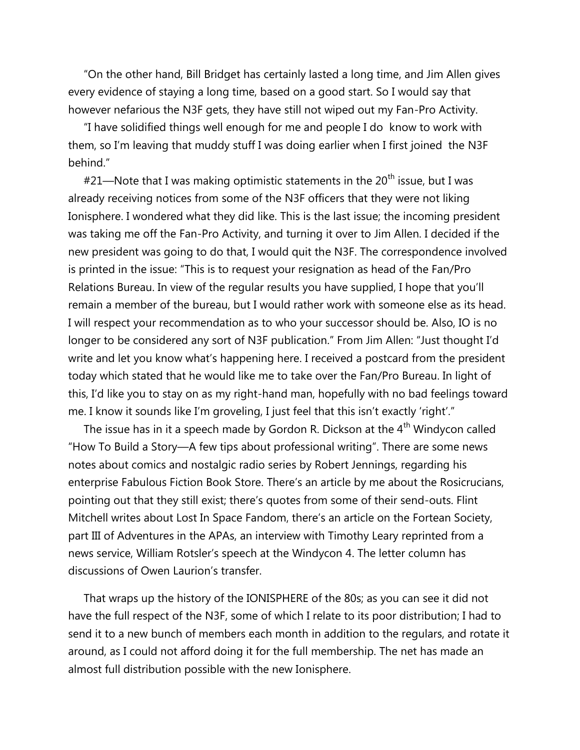"On the other hand, Bill Bridget has certainly lasted a long time, and Jim Allen gives every evidence of staying a long time, based on a good start. So I would say that however nefarious the N3F gets, they have still not wiped out my Fan-Pro Activity.

"I have solidified things well enough for me and people I do know to work with them, so I'm leaving that muddy stuff I was doing earlier when I first joined the N3F behind."

#21—Note that I was making optimistic statements in the 20th issue, but I was already receiving notices from some of the N3F officers that they were not liking Ionisphere. I wondered what they did like. This is the last issue; the incoming president was taking me off the Fan-Pro Activity, and turning it over to Jim Allen. I decided if the new president was going to do that, I would quit the N3F. The correspondence involved is printed in the issue: "This is to request your resignation as head of the Fan/Pro Relations Bureau. In view of the regular results you have supplied, I hope that you'll remain a member of the bureau, but I would rather work with someone else as its head. I will respect your recommendation as to who your successor should be. Also, IO is no longer to be considered any sort of N3F publication." From Jim Allen: "Just thought I'd write and let you know what's happening here. I received a postcard from the president today which stated that he would like me to take over the Fan/Pro Bureau. In light of this, I'd like you to stay on as my right-hand man, hopefully with no bad feelings toward me. I know it sounds like I'm groveling, I just feel that this isn't exactly 'right'."

The issue has in it a speech made by Gordon R. Dickson at the 4th Windycon called "How To Build a Story—A few tips about professional writing". There are some news notes about comics and nostalgic radio series by Robert Jennings, regarding his enterprise Fabulous Fiction Book Store. There's an article by me about the Rosicrucians, pointing out that they still exist; there's quotes from some of their send-outs. Flint Mitchell writes about Lost In Space Fandom, there's an article on the Fortean Society, part III of Adventures in the APAs, an interview with Timothy Leary reprinted from a news service, William Rotsler's speech at the Windycon 4. The letter column has discussions of Owen Laurion's transfer.

That wraps up the history of the IONISPHERE of the 80s; as you can see it did not have the full respect of the N3F, some of which I relate to its poor distribution; I had to send it to a new bunch of members each month in addition to the regulars, and rotate it around, as I could not afford doing it for the full membership. The net has made an almost full distribution possible with the new Ionisphere.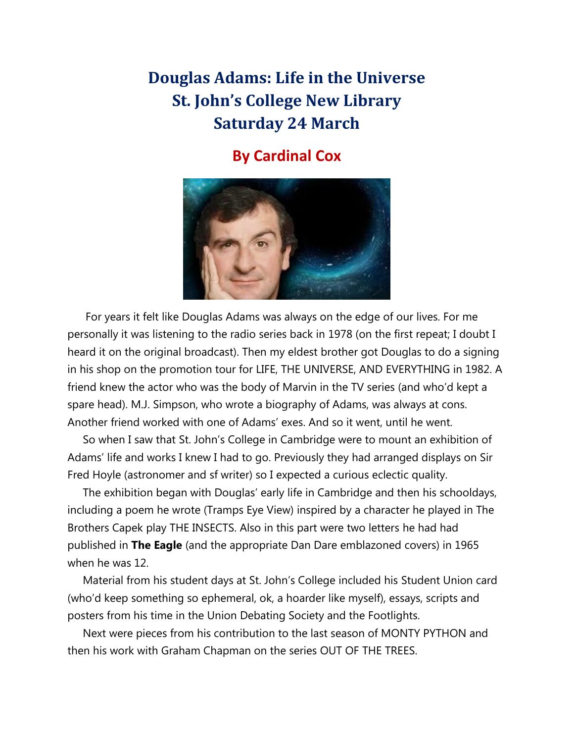# Douglas Adams: Life in the Universe
# St. John's College New Library
# Saturday 24 March

## By Cardinal Cox

For years it felt like Douglas Adams was always on the edge of our lives. For me personally it was listening to the radio series back in 1978 (on the first repeat; I doubt I heard it on the original broadcast). Then my eldest brother got Douglas to do a signing in his shop on the promotion tour for LIFE, THE UNIVERSE, AND EVERYTHING in 1982. A friend knew the actor who was the body of Marvin in the TV series (and who'd kept a spare head). M.J. Simpson, who wrote a biography of Adams, was always at cons. Another friend worked with one of Adams' exes. And so it went, until he went.

So when I saw that St. John's College in Cambridge were to mount an exhibition of Adams' life and works I knew I had to go. Previously they had arranged displays on Sir Fred Hoyle (astronomer and sf writer) so I expected a curious eclectic quality.

The exhibition began with Douglas' early life in Cambridge and then his schooldays, including a poem he wrote (Tramps Eye View) inspired by a character he played in The Brothers Capek play THE INSECTS. Also in this part were two letters he had had published in **The Eagle** (and the appropriate Dan Dare emblazoned covers) in 1965 when he was 12.

Material from his student days at St. John's College included his Student Union card (who'd keep something so ephemeral, ok, a hoarder like myself), essays, scripts and posters from his time in the Union Debating Society and the Footlights.

Next were pieces from his contribution to the last season of MONTY PYTHON and then his work with Graham Chapman on the series OUT OF THE TREES.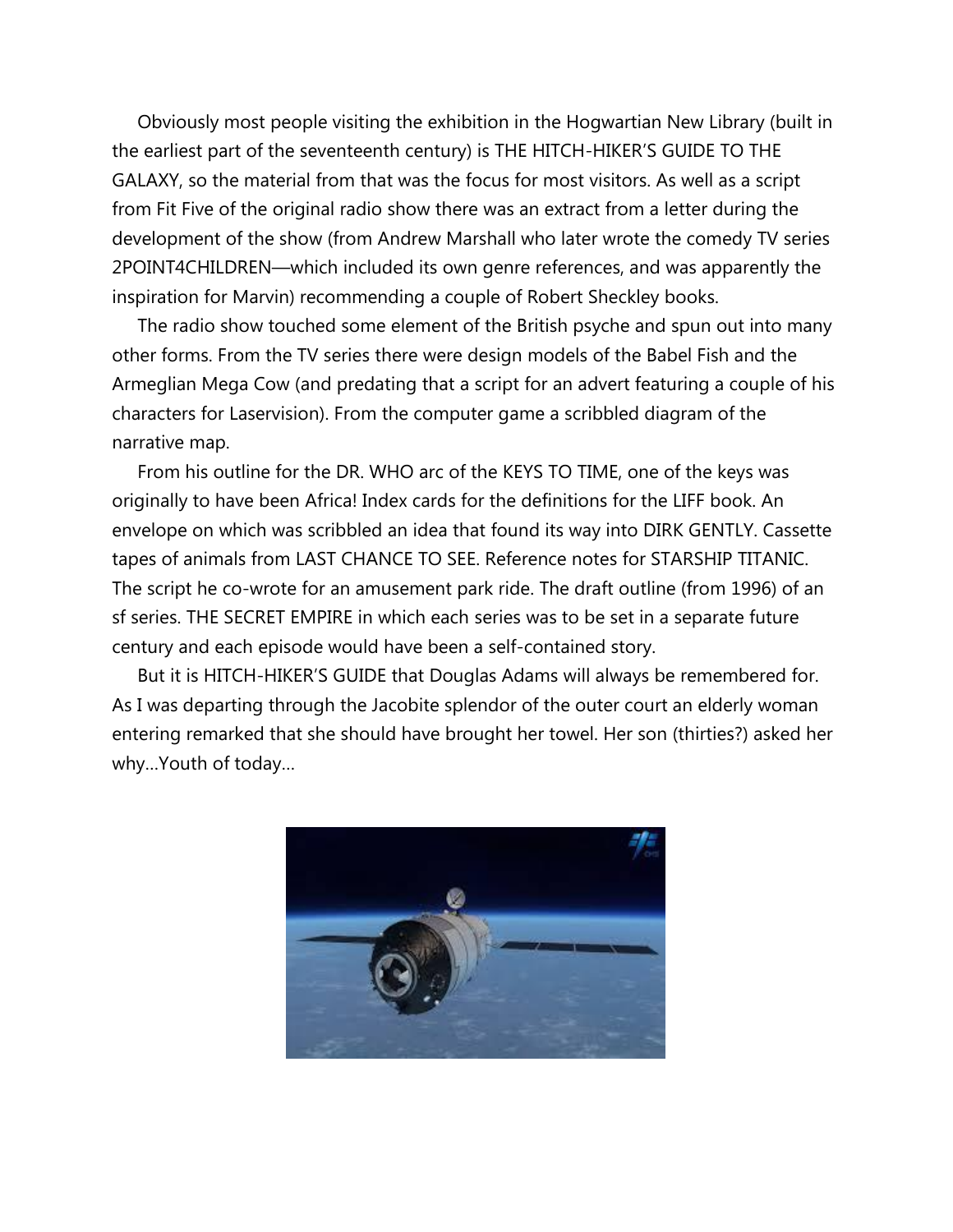Obviously most people visiting the exhibition in the Hogwartian New Library (built in the earliest part of the seventeenth century) is THE HITCH-HIKER'S GUIDE TO THE GALAXY, so the material from that was the focus for most visitors. As well as a script from Fit Five of the original radio show there was an extract from a letter during the development of the show (from Andrew Marshall who later wrote the comedy TV series 2POINT4CHILDREN—which included its own genre references, and was apparently the inspiration for Marvin) recommending a couple of Robert Sheckley books.

The radio show touched some element of the British psyche and spun out into many other forms. From the TV series there were design models of the Babel Fish and the Armeglian Mega Cow (and predating that a script for an advert featuring a couple of his characters for Laservision). From the computer game a scribbled diagram of the narrative map.

From his outline for the DR. WHO arc of the KEYS TO TIME, one of the keys was originally to have been Africa! Index cards for the definitions for the LIFF book. An envelope on which was scribbled an idea that found its way into DIRK GENTLY. Cassette tapes of animals from LAST CHANCE TO SEE. Reference notes for STARSHIP TITANIC. The script he co-wrote for an amusement park ride. The draft outline (from 1996) of an sf series. THE SECRET EMPIRE in which each series was to be set in a separate future century and each episode would have been a self-contained story.

But it is HITCH-HIKER'S GUIDE that Douglas Adams will always be remembered for. As I was departing through the Jacobite splendor of the outer court an elderly woman entering remarked that she should have brought her towel. Her son (thirties?) asked her why...Youth of today...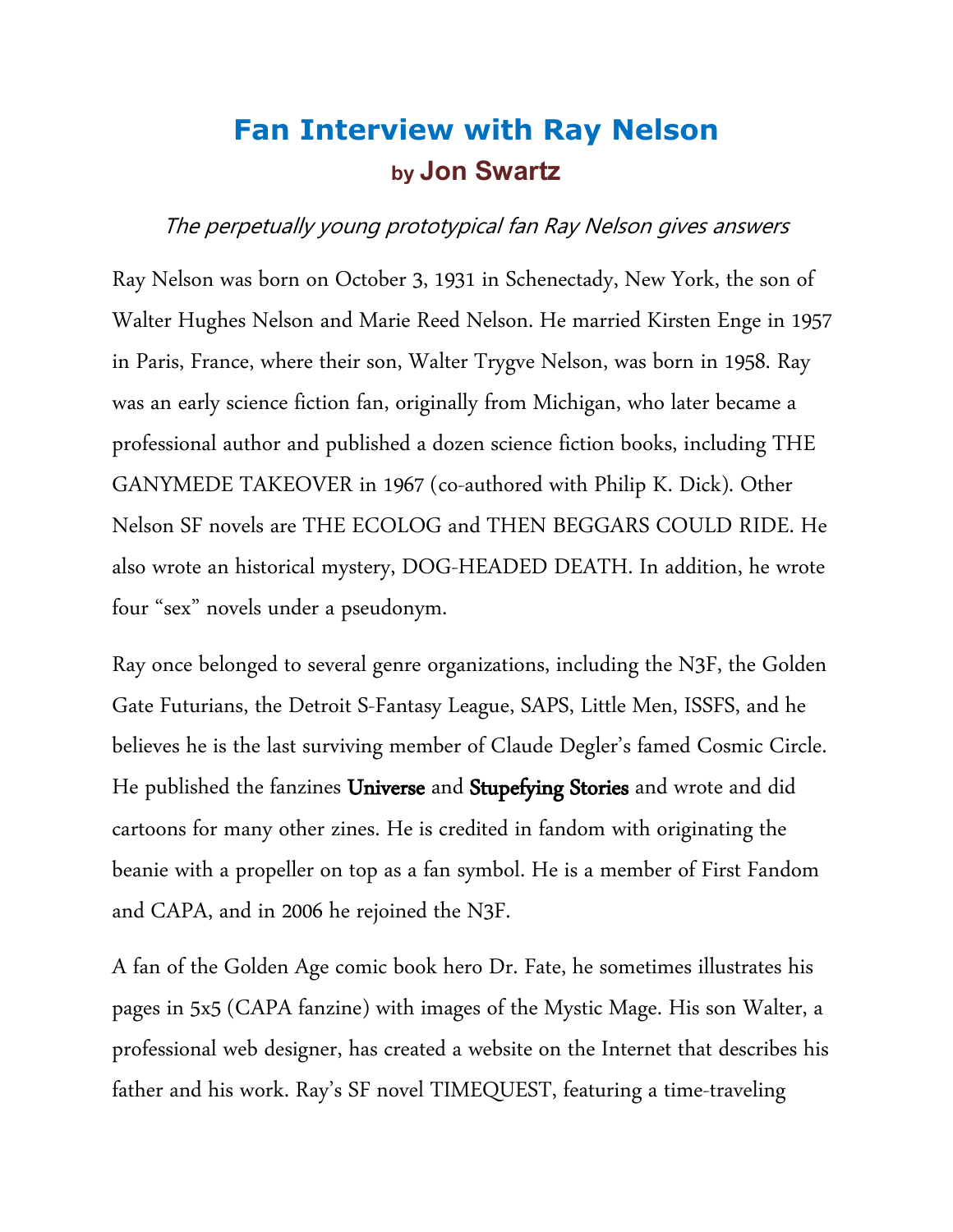# Fan Interview with Ray Nelson

## by Jon Swartz

*The perpetually young prototypical fan Ray Nelson gives answers*

Ray Nelson was born on October 3, 1931 in Schenectady, New York, the son of Walter Hughes Nelson and Marie Reed Nelson. He married Kirsten Enge in 1957 in Paris, France, where their son, Walter Trygve Nelson, was born in 1958. Ray was an early science fiction fan, originally from Michigan, who later became a professional author and published a dozen science fiction books, including THE GANYMEDE TAKEOVER in 1967 (co-authored with Philip K. Dick). Other Nelson SF novels are THE ECOLOG and THEN BEGGARS COULD RIDE. He also wrote an historical mystery, DOG-HEADED DEATH. In addition, he wrote four "sex" novels under a pseudonym.

Ray once belonged to several genre organizations, including the N3F, the Golden Gate Futurians, the Detroit S-Fantasy League, SAPS, Little Men, ISSFS, and he believes he is the last surviving member of Claude Degler's famed Cosmic Circle. He published the fanzines **Universe** and **Stupefying Stories** and wrote and did cartoons for many other zines. He is credited in fandom with originating the beanie with a propeller on top as a fan symbol. He is a member of First Fandom and CAPA, and in 2006 he rejoined the N3F.

A fan of the Golden Age comic book hero Dr. Fate, he sometimes illustrates his pages in 5x5 (CAPA fanzine) with images of the Mystic Mage. His son Walter, a professional web designer, has created a website on the Internet that describes his father and his work. Ray's SF novel TIMEQUEST, featuring a time-traveling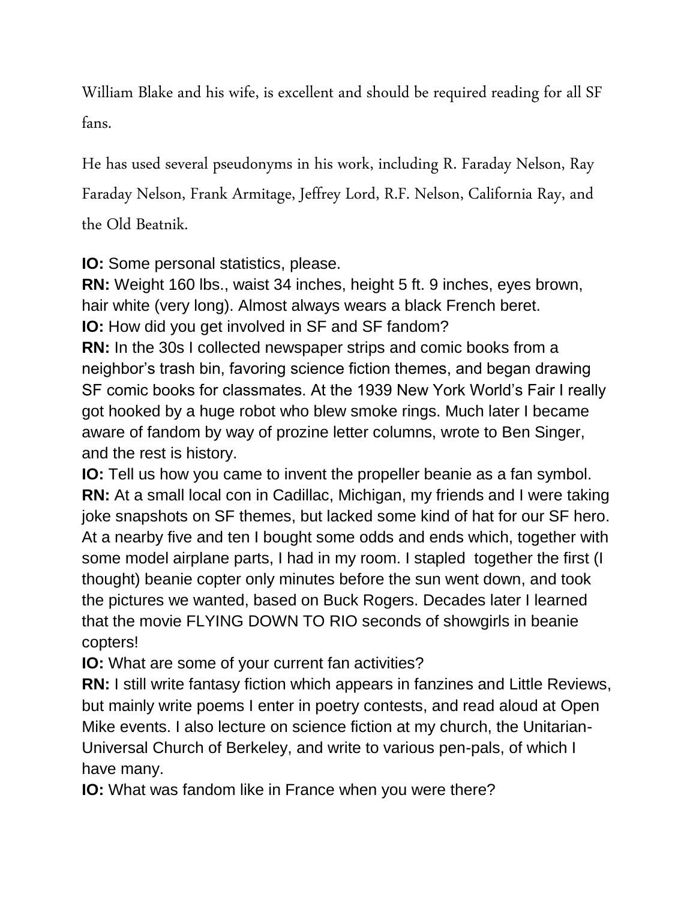William Blake and his wife, is excellent and should be required reading for all SF fans.

He has used several pseudonyms in his work, including R. Faraday Nelson, Ray Faraday Nelson, Frank Armitage, Jeffrey Lord, R.F. Nelson, California Ray, and the Old Beatnik.

**IO:** Some personal statistics, please.
**RN:** Weight 160 lbs., waist 34 inches, height 5 ft. 9 inches, eyes brown, hair white (very long). Almost always wears a black French beret.
**IO:** How did you get involved in SF and SF fandom?
**RN:** In the 30s I collected newspaper strips and comic books from a neighbor's trash bin, favoring science fiction themes, and began drawing SF comic books for classmates. At the 1939 New York World's Fair I really got hooked by a huge robot who blew smoke rings. Much later I became aware of fandom by way of prozine letter columns, wrote to Ben Singer, and the rest is history.
**IO:** Tell us how you came to invent the propeller beanie as a fan symbol.
**RN:** At a small local con in Cadillac, Michigan, my friends and I were taking joke snapshots on SF themes, but lacked some kind of hat for our SF hero. At a nearby five and ten I bought some odds and ends which, together with some model airplane parts, I had in my room. I stapled together the first (I thought) beanie copter only minutes before the sun went down, and took the pictures we wanted, based on Buck Rogers. Decades later I learned that the movie FLYING DOWN TO RIO seconds of showgirls in beanie copters!
**IO:** What are some of your current fan activities?
**RN:** I still write fantasy fiction which appears in fanzines and Little Reviews, but mainly write poems I enter in poetry contests, and read aloud at Open Mike events. I also lecture on science fiction at my church, the Unitarian-Universal Church of Berkeley, and write to various pen-pals, of which I have many.
**IO:** What was fandom like in France when you were there?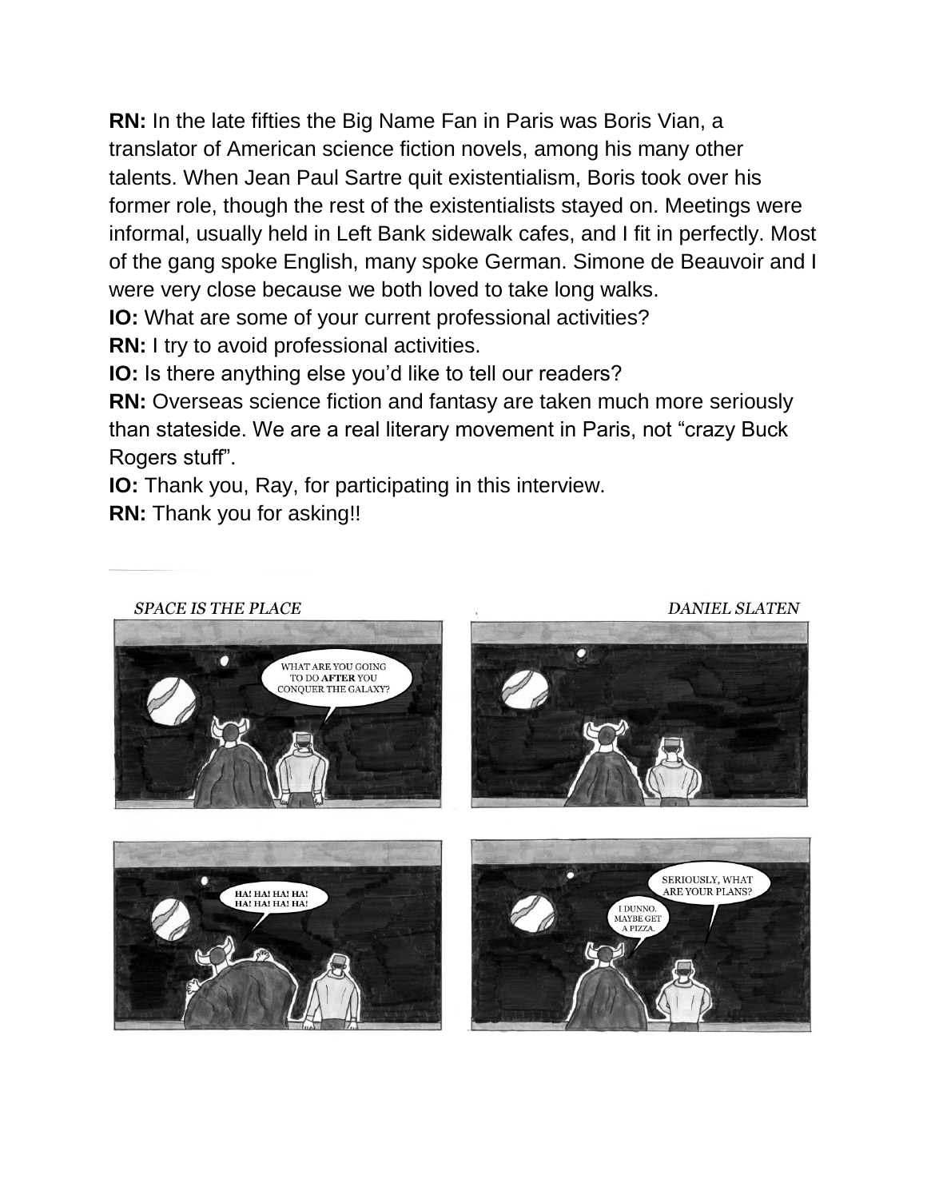**RN:** In the late fifties the Big Name Fan in Paris was Boris Vian, a translator of American science fiction novels, among his many other talents. When Jean Paul Sartre quit existentialism, Boris took over his former role, though the rest of the existentialists stayed on. Meetings were informal, usually held in Left Bank sidewalk cafes, and I fit in perfectly. Most of the gang spoke English, many spoke German. Simone de Beauvoir and I were very close because we both loved to take long walks.

**IO:** What are some of your current professional activities?

**RN:** I try to avoid professional activities.

**IO:** Is there anything else you'd like to tell our readers?

**RN:** Overseas science fiction and fantasy are taken much more seriously than stateside. We are a real literary movement in Paris, not "crazy Buck Rogers stuff".

**IO:** Thank you, Ray, for participating in this interview.

**RN:** Thank you for asking!!

---

*SPACE IS THE PLACE* — *DANIEL SLATEN*

WHAT ARE YOU GOING TO DO **AFTER** YOU CONQUER THE GALAXY?

HA! HA! HA! HA! HA! HA! HA! HA!

SERIOUSLY, WHAT ARE YOUR PLANS?

I DUNNO. MAYBE GET A PIZZA.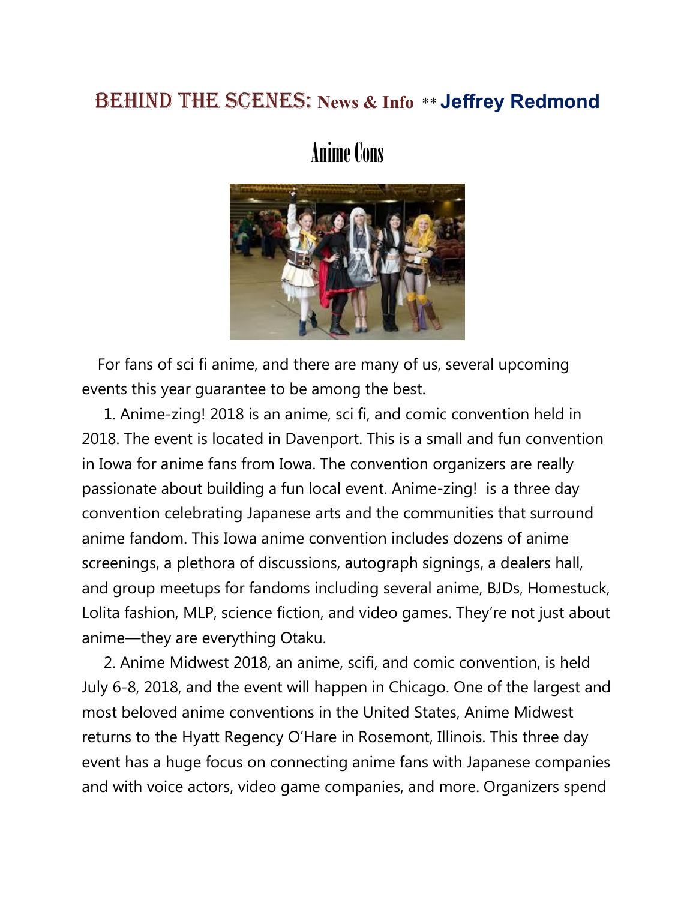# BEHIND THE SCENES: News & Info ** Jeffrey Redmond

## Anime Cons

For fans of sci fi anime, and there are many of us, several upcoming events this year guarantee to be among the best.

1. Anime-zing! 2018 is an anime, sci fi, and comic convention held in 2018. The event is located in Davenport. This is a small and fun convention in Iowa for anime fans from Iowa. The convention organizers are really passionate about building a fun local event. Anime-zing! is a three day convention celebrating Japanese arts and the communities that surround anime fandom. This Iowa anime convention includes dozens of anime screenings, a plethora of discussions, autograph signings, a dealers hall, and group meetups for fandoms including several anime, BJDs, Homestuck, Lolita fashion, MLP, science fiction, and video games. They're not just about anime—they are everything Otaku.

2. Anime Midwest 2018, an anime, scifi, and comic convention, is held July 6-8, 2018, and the event will happen in Chicago. One of the largest and most beloved anime conventions in the United States, Anime Midwest returns to the Hyatt Regency O'Hare in Rosemont, Illinois. This three day event has a huge focus on connecting anime fans with Japanese companies and with voice actors, video game companies, and more. Organizers spend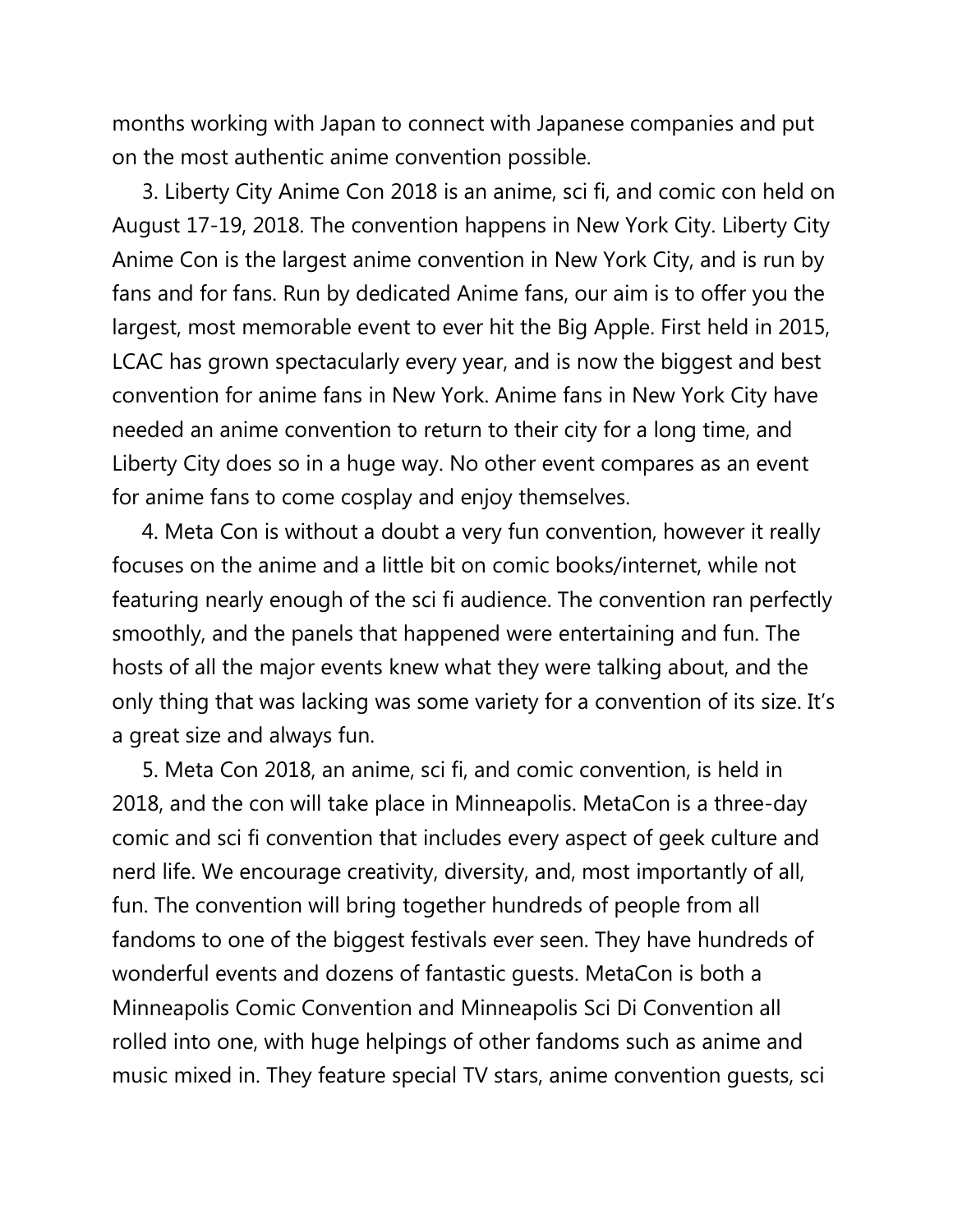months working with Japan to connect with Japanese companies and put on the most authentic anime convention possible.

3. Liberty City Anime Con 2018 is an anime, sci fi, and comic con held on August 17-19, 2018. The convention happens in New York City. Liberty City Anime Con is the largest anime convention in New York City, and is run by fans and for fans. Run by dedicated Anime fans, our aim is to offer you the largest, most memorable event to ever hit the Big Apple. First held in 2015, LCAC has grown spectacularly every year, and is now the biggest and best convention for anime fans in New York. Anime fans in New York City have needed an anime convention to return to their city for a long time, and Liberty City does so in a huge way. No other event compares as an event for anime fans to come cosplay and enjoy themselves.

4. Meta Con is without a doubt a very fun convention, however it really focuses on the anime and a little bit on comic books/internet, while not featuring nearly enough of the sci fi audience. The convention ran perfectly smoothly, and the panels that happened were entertaining and fun. The hosts of all the major events knew what they were talking about, and the only thing that was lacking was some variety for a convention of its size. It's a great size and always fun.

5. Meta Con 2018, an anime, sci fi, and comic convention, is held in 2018, and the con will take place in Minneapolis. MetaCon is a three-day comic and sci fi convention that includes every aspect of geek culture and nerd life. We encourage creativity, diversity, and, most importantly of all, fun. The convention will bring together hundreds of people from all fandoms to one of the biggest festivals ever seen. They have hundreds of wonderful events and dozens of fantastic guests. MetaCon is both a Minneapolis Comic Convention and Minneapolis Sci Di Convention all rolled into one, with huge helpings of other fandoms such as anime and music mixed in. They feature special TV stars, anime convention guests, sci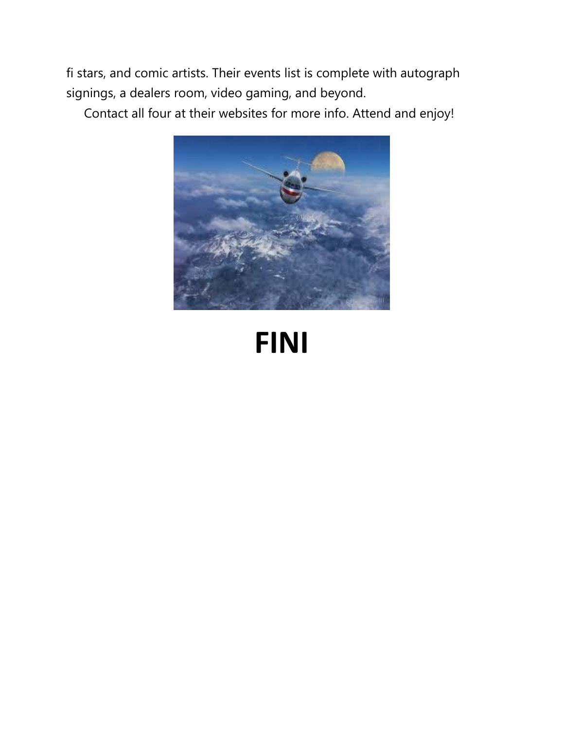fi stars, and comic artists. Their events list is complete with autograph signings, a dealers room, video gaming, and beyond.

Contact all four at their websites for more info. Attend and enjoy!

# FINI